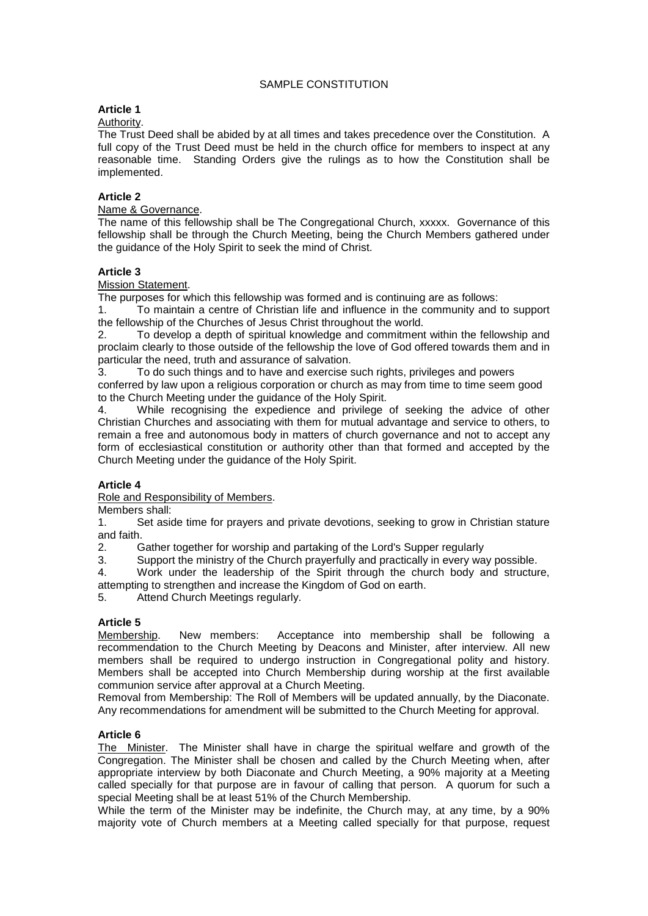# SAMPLE CONSTITUTION

**Article 1**

Authority.

The Trust Deed shall be abided by at all times and takes precedence over the Constitution. A full copy of the Trust Deed must be held in the church office for members to inspect at any reasonable time. Standing Orders give the rulings as to how the Constitution shall be implemented.

**Article 2**

Name & Governance.

The name of this fellowship shall be The Congregational Church, xxxxx. Governance of this fellowship shall be through the Church Meeting, being the Church Members gathered under the guidance of the Holy Spirit to seek the mind of Christ.

**Article 3**

Mission Statement.

The purposes for which this fellowship was formed and is continuing are as follows:

1. To maintain a centre of Christian life and influence in the community and to support the fellowship of the Churches of Jesus Christ throughout the world.
2. To develop a depth of spiritual knowledge and commitment within the fellowship and proclaim clearly to those outside of the fellowship the love of God offered towards them and in particular the need, truth and assurance of salvation.
3. To do such things and to have and exercise such rights, privileges and powers conferred by law upon a religious corporation or church as may from time to time seem good to the Church Meeting under the guidance of the Holy Spirit.
4. While recognising the expedience and privilege of seeking the advice of other Christian Churches and associating with them for mutual advantage and service to others, to remain a free and autonomous body in matters of church governance and not to accept any form of ecclesiastical constitution or authority other than that formed and accepted by the Church Meeting under the guidance of the Holy Spirit.

**Article 4**

Role and Responsibility of Members.

Members shall:

1. Set aside time for prayers and private devotions, seeking to grow in Christian stature and faith.
2. Gather together for worship and partaking of the Lord's Supper regularly
3. Support the ministry of the Church prayerfully and practically in every way possible.
4. Work under the leadership of the Spirit through the church body and structure, attempting to strengthen and increase the Kingdom of God on earth.
5. Attend Church Meetings regularly.

**Article 5**

Membership. New members: Acceptance into membership shall be following a recommendation to the Church Meeting by Deacons and Minister, after interview. All new members shall be required to undergo instruction in Congregational polity and history. Members shall be accepted into Church Membership during worship at the first available communion service after approval at a Church Meeting.

Removal from Membership: The Roll of Members will be updated annually, by the Diaconate. Any recommendations for amendment will be submitted to the Church Meeting for approval.

**Article 6**

The Minister. The Minister shall have in charge the spiritual welfare and growth of the Congregation. The Minister shall be chosen and called by the Church Meeting when, after appropriate interview by both Diaconate and Church Meeting, a 90% majority at a Meeting called specially for that purpose are in favour of calling that person. A quorum for such a special Meeting shall be at least 51% of the Church Membership.

While the term of the Minister may be indefinite, the Church may, at any time, by a 90% majority vote of Church members at a Meeting called specially for that purpose, request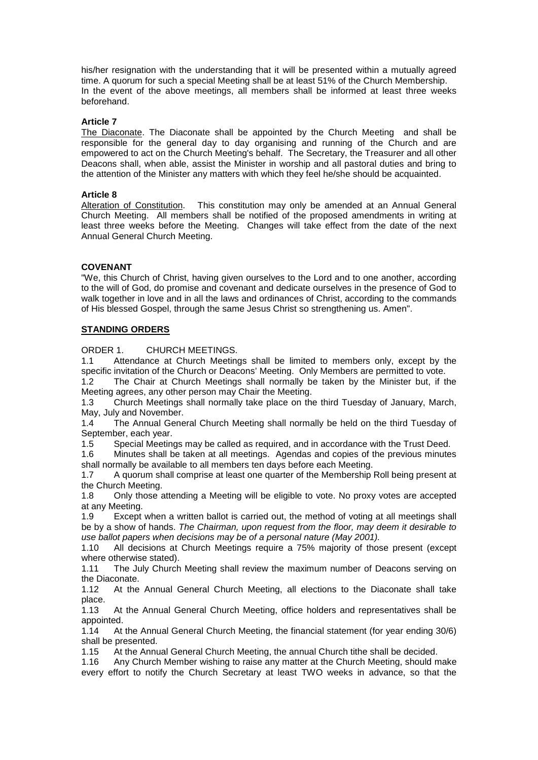his/her resignation with the understanding that it will be presented within a mutually agreed time. A quorum for such a special Meeting shall be at least 51% of the Church Membership. In the event of the above meetings, all members shall be informed at least three weeks beforehand.

**Article 7**

The Diaconate. The Diaconate shall be appointed by the Church Meeting and shall be responsible for the general day to day organising and running of the Church and are empowered to act on the Church Meeting's behalf. The Secretary, the Treasurer and all other Deacons shall, when able, assist the Minister in worship and all pastoral duties and bring to the attention of the Minister any matters with which they feel he/she should be acquainted.

**Article 8**

Alteration of Constitution. This constitution may only be amended at an Annual General Church Meeting. All members shall be notified of the proposed amendments in writing at least three weeks before the Meeting. Changes will take effect from the date of the next Annual General Church Meeting.

**COVENANT**

"We, this Church of Christ, having given ourselves to the Lord and to one another, according to the will of God, do promise and covenant and dedicate ourselves in the presence of God to walk together in love and in all the laws and ordinances of Christ, according to the commands of His blessed Gospel, through the same Jesus Christ so strengthening us. Amen".

**STANDING ORDERS**

ORDER 1. CHURCH MEETINGS.

1.1 Attendance at Church Meetings shall be limited to members only, except by the specific invitation of the Church or Deacons' Meeting. Only Members are permitted to vote.

1.2 The Chair at Church Meetings shall normally be taken by the Minister but, if the Meeting agrees, any other person may Chair the Meeting.

1.3 Church Meetings shall normally take place on the third Tuesday of January, March, May, July and November.

1.4 The Annual General Church Meeting shall normally be held on the third Tuesday of September, each year.

1.5 Special Meetings may be called as required, and in accordance with the Trust Deed.

1.6 Minutes shall be taken at all meetings. Agendas and copies of the previous minutes shall normally be available to all members ten days before each Meeting.

1.7 A quorum shall comprise at least one quarter of the Membership Roll being present at the Church Meeting.

1.8 Only those attending a Meeting will be eligible to vote. No proxy votes are accepted at any Meeting.

1.9 Except when a written ballot is carried out, the method of voting at all meetings shall be by a show of hands. *The Chairman, upon request from the floor, may deem it desirable to use ballot papers when decisions may be of a personal nature (May 2001).*

1.10 All decisions at Church Meetings require a 75% majority of those present (except where otherwise stated).

1.11 The July Church Meeting shall review the maximum number of Deacons serving on the Diaconate.

1.12 At the Annual General Church Meeting, all elections to the Diaconate shall take place.

1.13 At the Annual General Church Meeting, office holders and representatives shall be appointed.

1.14 At the Annual General Church Meeting, the financial statement (for year ending 30/6) shall be presented.

1.15 At the Annual General Church Meeting, the annual Church tithe shall be decided.

1.16 Any Church Member wishing to raise any matter at the Church Meeting, should make every effort to notify the Church Secretary at least TWO weeks in advance, so that the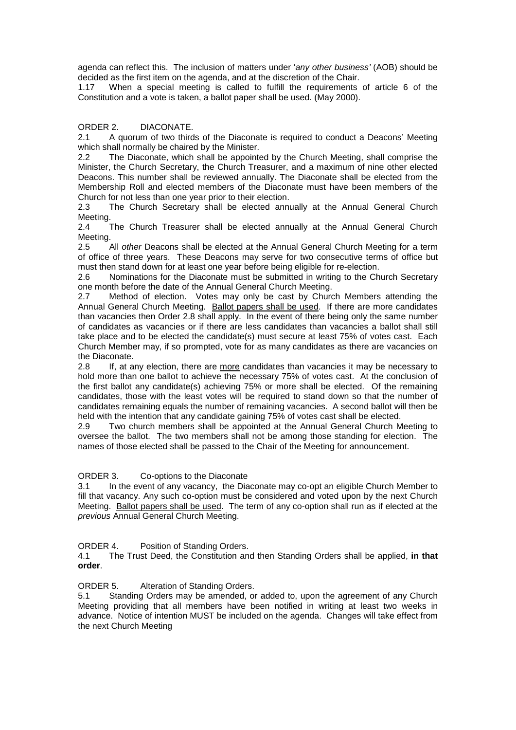agenda can reflect this. The inclusion of matters under '*any other business*' (AOB) should be decided as the first item on the agenda, and at the discretion of the Chair.

1.17 When a special meeting is called to fulfill the requirements of article 6 of the Constitution and a vote is taken, a ballot paper shall be used. (May 2000).

## ORDER 2. DIACONATE.

2.1 A quorum of two thirds of the Diaconate is required to conduct a Deacons' Meeting which shall normally be chaired by the Minister.

2.2 The Diaconate, which shall be appointed by the Church Meeting, shall comprise the Minister, the Church Secretary, the Church Treasurer, and a maximum of nine other elected Deacons. This number shall be reviewed annually. The Diaconate shall be elected from the Membership Roll and elected members of the Diaconate must have been members of the Church for not less than one year prior to their election.

2.3 The Church Secretary shall be elected annually at the Annual General Church Meeting.

2.4 The Church Treasurer shall be elected annually at the Annual General Church Meeting.

2.5 All *other* Deacons shall be elected at the Annual General Church Meeting for a term of office of three years. These Deacons may serve for two consecutive terms of office but must then stand down for at least one year before being eligible for re-election.

2.6 Nominations for the Diaconate must be submitted in writing to the Church Secretary one month before the date of the Annual General Church Meeting.

2.7 Method of election. Votes may only be cast by Church Members attending the Annual General Church Meeting. <u>Ballot papers shall be used</u>. If there are more candidates than vacancies then Order 2.8 shall apply. In the event of there being only the same number of candidates as vacancies or if there are less candidates than vacancies a ballot shall still take place and to be elected the candidate(s) must secure at least 75% of votes cast. Each Church Member may, if so prompted, vote for as many candidates as there are vacancies on the Diaconate.

2.8 If, at any election, there are <u>more</u> candidates than vacancies it may be necessary to hold more than one ballot to achieve the necessary 75% of votes cast. At the conclusion of the first ballot any candidate(s) achieving 75% or more shall be elected. Of the remaining candidates, those with the least votes will be required to stand down so that the number of candidates remaining equals the number of remaining vacancies. A second ballot will then be held with the intention that any candidate gaining 75% of votes cast shall be elected.

2.9 Two church members shall be appointed at the Annual General Church Meeting to oversee the ballot. The two members shall not be among those standing for election. The names of those elected shall be passed to the Chair of the Meeting for announcement.

## ORDER 3. Co-options to the Diaconate

3.1 In the event of any vacancy, the Diaconate may co-opt an eligible Church Member to fill that vacancy. Any such co-option must be considered and voted upon by the next Church Meeting. <u>Ballot papers shall be used</u>. The term of any co-option shall run as if elected at the *previous* Annual General Church Meeting.

## ORDER 4. Position of Standing Orders.

4.1 The Trust Deed, the Constitution and then Standing Orders shall be applied, **in that order**.

## ORDER 5. Alteration of Standing Orders.

5.1 Standing Orders may be amended, or added to, upon the agreement of any Church Meeting providing that all members have been notified in writing at least two weeks in advance. Notice of intention MUST be included on the agenda. Changes will take effect from the next Church Meeting